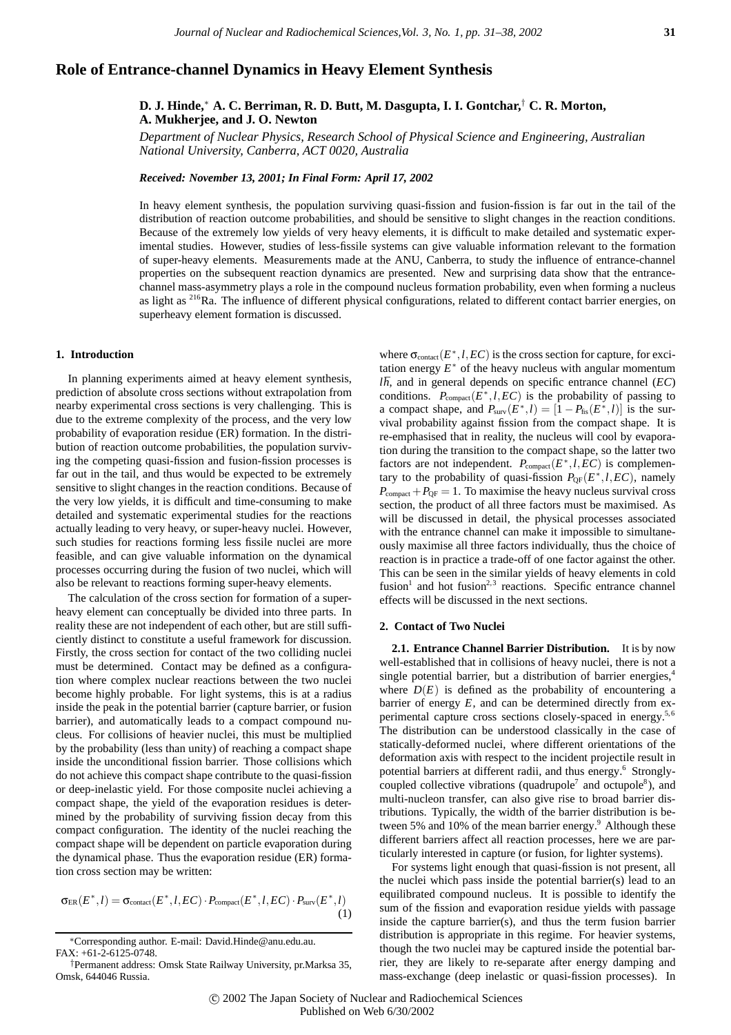# Role of Entrance-channel Dynamics in Heavy Element Synthesis

**D. J. Hinde,* A. C. Berriman, R. D. Butt, M. Dasgupta, I. I. Gontchar,† C. R. Morton, A. Mukherjee, and J. O. Newton**

*Department of Nuclear Physics, Research School of Physical Science and Engineering, Australian National University, Canberra, ACT 0020, Australia*

***Received: November 13, 2001; In Final Form: April 17, 2002***

In heavy element synthesis, the population surviving quasi-fission and fusion-fission is far out in the tail of the distribution of reaction outcome probabilities, and should be sensitive to slight changes in the reaction conditions. Because of the extremely low yields of very heavy elements, it is difficult to make detailed and systematic experimental studies. However, studies of less-fissile systems can give valuable information relevant to the formation of super-heavy elements. Measurements made at the ANU, Canberra, to study the influence of entrance-channel properties on the subsequent reaction dynamics are presented. New and surprising data show that the entrance-channel mass-asymmetry plays a role in the compound nucleus formation probability, even when forming a nucleus as light as $^{216}$Ra. The influence of different physical configurations, related to different contact barrier energies, on superheavy element formation is discussed.

## 1. Introduction

In planning experiments aimed at heavy element synthesis, prediction of absolute cross sections without extrapolation from nearby experimental cross sections is very challenging. This is due to the extreme complexity of the process, and the very low probability of evaporation residue (ER) formation. In the distribution of reaction outcome probabilities, the population surviving the competing quasi-fission and fusion-fission processes is far out in the tail, and thus would be expected to be extremely sensitive to slight changes in the reaction conditions. Because of the very low yields, it is difficult and time-consuming to make detailed and systematic experimental studies for the reactions actually leading to very heavy, or super-heavy nuclei. However, such studies for reactions forming less fissile nuclei are more feasible, and can give valuable information on the dynamical processes occurring during the fusion of two nuclei, which will also be relevant to reactions forming super-heavy elements.

The calculation of the cross section for formation of a superheavy element can conceptually be divided into three parts. In reality these are not independent of each other, but are still sufficiently distinct to constitute a useful framework for discussion. Firstly, the cross section for contact of the two colliding nuclei must be determined. Contact may be defined as a configuration where complex nuclear reactions between the two nuclei become highly probable. For light systems, this is at a radius inside the peak in the potential barrier (capture barrier, or fusion barrier), and automatically leads to a compact compound nucleus. For collisions of heavier nuclei, this must be multiplied by the probability (less than unity) of reaching a compact shape inside the unconditional fission barrier. Those collisions which do not achieve this compact shape contribute to the quasi-fission or deep-inelastic yield. For those composite nuclei achieving a compact shape, the yield of the evaporation residues is determined by the probability of surviving fission decay from this compact configuration. The identity of the nuclei reaching the compact shape will be dependent on particle evaporation during the dynamical phase. Thus the evaporation residue (ER) formation cross section may be written:

$$\sigma_{\rm ER}(E^*,l) = \sigma_{\rm contact}(E^*,l,EC)\cdot P_{\rm compact}(E^*,l,EC)\cdot P_{\rm surv}(E^*,l) \quad (1)$$

where $\sigma_{\rm contact}(E^*,l,EC)$ is the cross section for capture, for excitation energy $E^*$ of the heavy nucleus with angular momentum $l\hbar$, and in general depends on specific entrance channel ($EC$) conditions. $P_{\rm compact}(E^*,l,EC)$ is the probability of passing to a compact shape, and $P_{\rm surv}(E^*,l) = [1-P_{\rm fis}(E^*,l)]$ is the survival probability against fission from the compact shape. It is re-emphasised that in reality, the nucleus will cool by evaporation during the transition to the compact shape, so the latter two factors are not independent. $P_{\rm compact}(E^*,l,EC)$ is complementary to the probability of quasi-fission $P_{\rm QF}(E^*,l,EC)$, namely $P_{\rm compact}+P_{\rm QF}=1$. To maximise the heavy nucleus survival cross section, the product of all three factors must be maximised. As will be discussed in detail, the physical processes associated with the entrance channel can make it impossible to simultaneously maximise all three factors individually, thus the choice of reaction is in practice a trade-off of one factor against the other. This can be seen in the similar yields of heavy elements in cold fusion[1] and hot fusion[2,3] reactions. Specific entrance channel effects will be discussed in the next sections.

## 2. Contact of Two Nuclei

**2.1. Entrance Channel Barrier Distribution.** It is by now well-established that in collisions of heavy nuclei, there is not a single potential barrier, but a distribution of barrier energies,[4] where $D(E)$ is defined as the probability of encountering a barrier of energy $E$, and can be determined directly from experimental capture cross sections closely-spaced in energy.[5,6] The distribution can be understood classically in the case of statically-deformed nuclei, where different orientations of the deformation axis with respect to the incident projectile result in potential barriers at different radii, and thus energy.[6] Strongly-coupled collective vibrations (quadrupole[7] and octupole[8]), and multi-nucleon transfer, can also give rise to broad barrier distributions. Typically, the width of the barrier distribution is between 5% and 10% of the mean barrier energy.[9] Although these different barriers affect all reaction processes, here we are particularly interested in capture (or fusion, for lighter systems).

For systems light enough that quasi-fission is not present, all the nuclei which pass inside the potential barrier(s) lead to an equilibrated compound nucleus. It is possible to identify the sum of the fission and evaporation residue yields with passage inside the capture barrier(s), and thus the term fusion barrier distribution is appropriate in this regime. For heavier systems, though the two nuclei may be captured inside the potential barrier, they are likely to re-separate after energy damping and mass-exchange (deep inelastic or quasi-fission processes). In

*Corresponding author. E-mail: David.Hinde@anu.edu.au. FAX: +61-2-6125-0748.

†Permanent address: Omsk State Railway University, pr.Marksa 35, Omsk, 644046 Russia.

© 2002 The Japan Society of Nuclear and Radiochemical Sciences
Published on Web 6/30/2002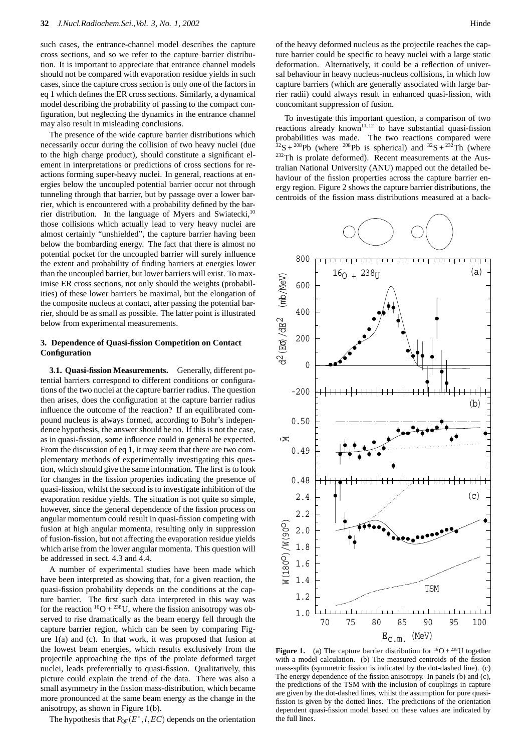such cases, the entrance-channel model describes the capture cross sections, and so we refer to the capture barrier distribution. It is important to appreciate that entrance channel models should not be compared with evaporation residue yields in such cases, since the capture cross section is only one of the factors in eq 1 which defines the ER cross sections. Similarly, a dynamical model describing the probability of passing to the compact configuration, but neglecting the dynamics in the entrance channel may also result in misleading conclusions.

The presence of the wide capture barrier distributions which necessarily occur during the collision of two heavy nuclei (due to the high charge product), should constitute a significant element in interpretations or predictions of cross sections for reactions forming super-heavy nuclei. In general, reactions at energies below the uncoupled potential barrier occur not through tunneling through that barrier, but by passage over a lower barrier, which is encountered with a probability defined by the barrier distribution. In the language of Myers and Swiatecki,[10] those collisions which actually lead to very heavy nuclei are almost certainly "unshielded", the capture barrier having been below the bombarding energy. The fact that there is almost no potential pocket for the uncoupled barrier will surely influence the extent and probability of finding barriers at energies lower than the uncoupled barrier, but lower barriers will exist. To maximise ER cross sections, not only should the weights (probabilities) of these lower barriers be maximal, but the elongation of the composite nucleus at contact, after passing the potential barrier, should be as small as possible. The latter point is illustrated below from experimental measurements.

### 3. Dependence of Quasi-fission Competition on Contact Configuration

**3.1. Quasi-fission Measurements.** Generally, different potential barriers correspond to different conditions or configurations of the two nuclei at the capture barrier radius. The question then arises, does the configuration at the capture barrier radius influence the outcome of the reaction? If an equilibrated compound nucleus is always formed, according to Bohr's independence hypothesis, the answer should be no. If this is not the case, as in quasi-fission, some influence could in general be expected. From the discussion of eq 1, it may seem that there are two complementary methods of experimentally investigating this question, which should give the same information. The first is to look for changes in the fission properties indicating the presence of quasi-fission, whilst the second is to investigate inhibition of the evaporation residue yields. The situation is not quite so simple, however, since the general dependence of the fission process on angular momentum could result in quasi-fission competing with fusion at high angular momenta, resulting only in suppression of fusion-fission, but not affecting the evaporation residue yields which arise from the lower angular momenta. This question will be addressed in sect. 4.3 and 4.4.

A number of experimental studies have been made which have been interpreted as showing that, for a given reaction, the quasi-fission probability depends on the conditions at the capture barrier. The first such data interpreted in this way was for the reaction $^{16}O + ^{238}U$, where the fission anisotropy was observed to rise dramatically as the beam energy fell through the capture barrier region, which can be seen by comparing Figure 1(a) and (c). In that work, it was proposed that fusion at the lowest beam energies, which results exclusively from the projectile approaching the tips of the prolate deformed target nuclei, leads preferentially to quasi-fission. Qualitatively, this picture could explain the trend of the data. There was also a small asymmetry in the fission mass-distribution, which became more pronounced at the same beam energy as the change in the anisotropy, as shown in Figure 1(b).

The hypothesis that $P_{QF}(E^*, l, EC)$ depends on the orientation of the heavy deformed nucleus as the projectile reaches the capture barrier could be specific to heavy nuclei with a large static deformation. Alternatively, it could be a reflection of universal behaviour in heavy nucleus-nucleus collisions, in which low capture barriers (which are generally associated with large barrier radii) could always result in enhanced quasi-fission, with concomitant suppression of fusion.

To investigate this important question, a comparison of two reactions already known[11,12] to have substantial quasi-fission probabilities was made. The two reactions compared were $^{32}S + ^{208}Pb$ (where $^{208}Pb$ is spherical) and $^{32}S + ^{232}Th$ (where $^{232}Th$ is prolate deformed). Recent measurements at the Australian National University (ANU) mapped out the detailed behaviour of the fission properties across the capture barrier energy region. Figure 2 shows the capture barrier distributions, the centroids of the fission mass distributions measured at a back-

**Figure 1.** (a) The capture barrier distribution for $^{16}O + ^{238}U$ together with a model calculation. (b) The measured centroids of the fission mass-splits (symmetric fission is indicated by the dot-dashed line). (c) The energy dependence of the fission anisotropy. In panels (b) and (c), the predictions of the TSM with the inclusion of couplings in capture are given by the dot-dashed lines, whilst the assumption for pure quasi-fission is given by the dotted lines. The predictions of the orientation dependent quasi-fission model based on these values are indicated by the full lines.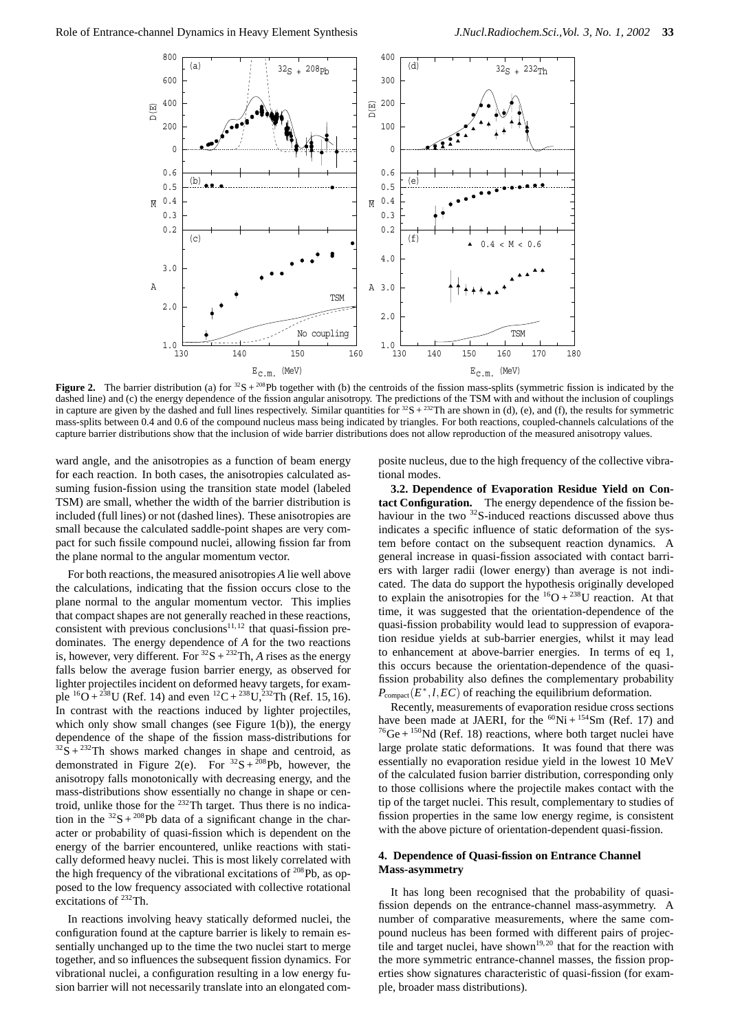**Figure 2.** The barrier distribution (a) for $^{32}S + ^{208}Pb$ together with (b) the centroids of the fission mass-splits (symmetric fission is indicated by the dashed line) and (c) the energy dependence of the fission angular anisotropy. The predictions of the TSM with and without the inclusion of couplings in capture are given by the dashed and full lines respectively. Similar quantities for $^{32}S + ^{232}Th$ are shown in (d), (e), and (f), the results for symmetric mass-splits between 0.4 and 0.6 of the compound nucleus mass being indicated by triangles. For both reactions, coupled-channels calculations of the capture barrier distributions show that the inclusion of wide barrier distributions does not allow reproduction of the measured anisotropy values.

ward angle, and the anisotropies as a function of beam energy for each reaction. In both cases, the anisotropies calculated assuming fusion-fission using the transition state model (labeled TSM) are small, whether the width of the barrier distribution is included (full lines) or not (dashed lines). These anisotropies are small because the calculated saddle-point shapes are very compact for such fissile compound nuclei, allowing fission far from the plane normal to the angular momentum vector.

For both reactions, the measured anisotropies *A* lie well above the calculations, indicating that the fission occurs close to the plane normal to the angular momentum vector. This implies that compact shapes are not generally reached in these reactions, consistent with previous conclusions[11,12] that quasi-fission predominates. The energy dependence of *A* for the two reactions is, however, very different. For $^{32}S + ^{232}Th$, *A* rises as the energy falls below the average fusion barrier energy, as observed for lighter projectiles incident on deformed heavy targets, for example $^{16}O + ^{238}U$ (Ref. 14) and even $^{12}C + ^{238}U, ^{232}Th$ (Ref. 15, 16). In contrast with the reactions induced by lighter projectiles, which only show small changes (see Figure 1(b)), the energy dependence of the shape of the fission mass-distributions for $^{32}S + ^{232}Th$ shows marked changes in shape and centroid, as demonstrated in Figure 2(e). For $^{32}S + ^{208}Pb$, however, the anisotropy falls monotonically with decreasing energy, and the mass-distributions show essentially no change in shape or centroid, unlike those for the $^{232}Th$ target. Thus there is no indication in the $^{32}S + ^{208}Pb$ data of a significant change in the character or probability of quasi-fission which is dependent on the energy of the barrier encountered, unlike reactions with statically deformed heavy nuclei. This is most likely correlated with the high frequency of the vibrational excitations of $^{208}Pb$, as opposed to the low frequency associated with collective rotational excitations of $^{232}Th$.

In reactions involving heavy statically deformed nuclei, the configuration found at the capture barrier is likely to remain essentially unchanged up to the time the two nuclei start to merge together, and so influences the subsequent fission dynamics. For vibrational nuclei, a configuration resulting in a low energy fusion barrier will not necessarily translate into an elongated composite nucleus, due to the high frequency of the collective vibrational modes.

**3.2. Dependence of Evaporation Residue Yield on Contact Configuration.** The energy dependence of the fission behaviour in the two $^{32}S$-induced reactions discussed above thus indicates a specific influence of static deformation of the system before contact on the subsequent reaction dynamics. A general increase in quasi-fission associated with contact barriers with larger radii (lower energy) than average is not indicated. The data do support the hypothesis originally developed to explain the anisotropies for the $^{16}O + ^{238}U$ reaction. At that time, it was suggested that the orientation-dependence of the quasi-fission probability would lead to suppression of evaporation residue yields at sub-barrier energies, whilst it may lead to enhancement at above-barrier energies. In terms of eq 1, this occurs because the orientation-dependence of the quasi-fission probability also defines the complementary probability $P_{compact}(E^*, l, EC)$ of reaching the equilibrium deformation.

Recently, measurements of evaporation residue cross sections have been made at JAERI, for the $^{60}Ni + ^{154}Sm$ (Ref. 17) and $^{76}Ge + ^{150}Nd$ (Ref. 18) reactions, where both target nuclei have large prolate static deformations. It was found that there was essentially no evaporation residue yield in the lowest 10 MeV of the calculated fusion barrier distribution, corresponding only to those collisions where the projectile makes contact with the tip of the target nuclei. This result, complementary to studies of fission properties in the same low energy regime, is consistent with the above picture of orientation-dependent quasi-fission.

## 4. Dependence of Quasi-fission on Entrance Channel Mass-asymmetry

It has long been recognised that the probability of quasi-fission depends on the entrance-channel mass-asymmetry. A number of comparative measurements, where the same compound nucleus has been formed with different pairs of projectile and target nuclei, have shown[19,20] that for the reaction with the more symmetric entrance-channel masses, the fission properties show signatures characteristic of quasi-fission (for example, broader mass distributions).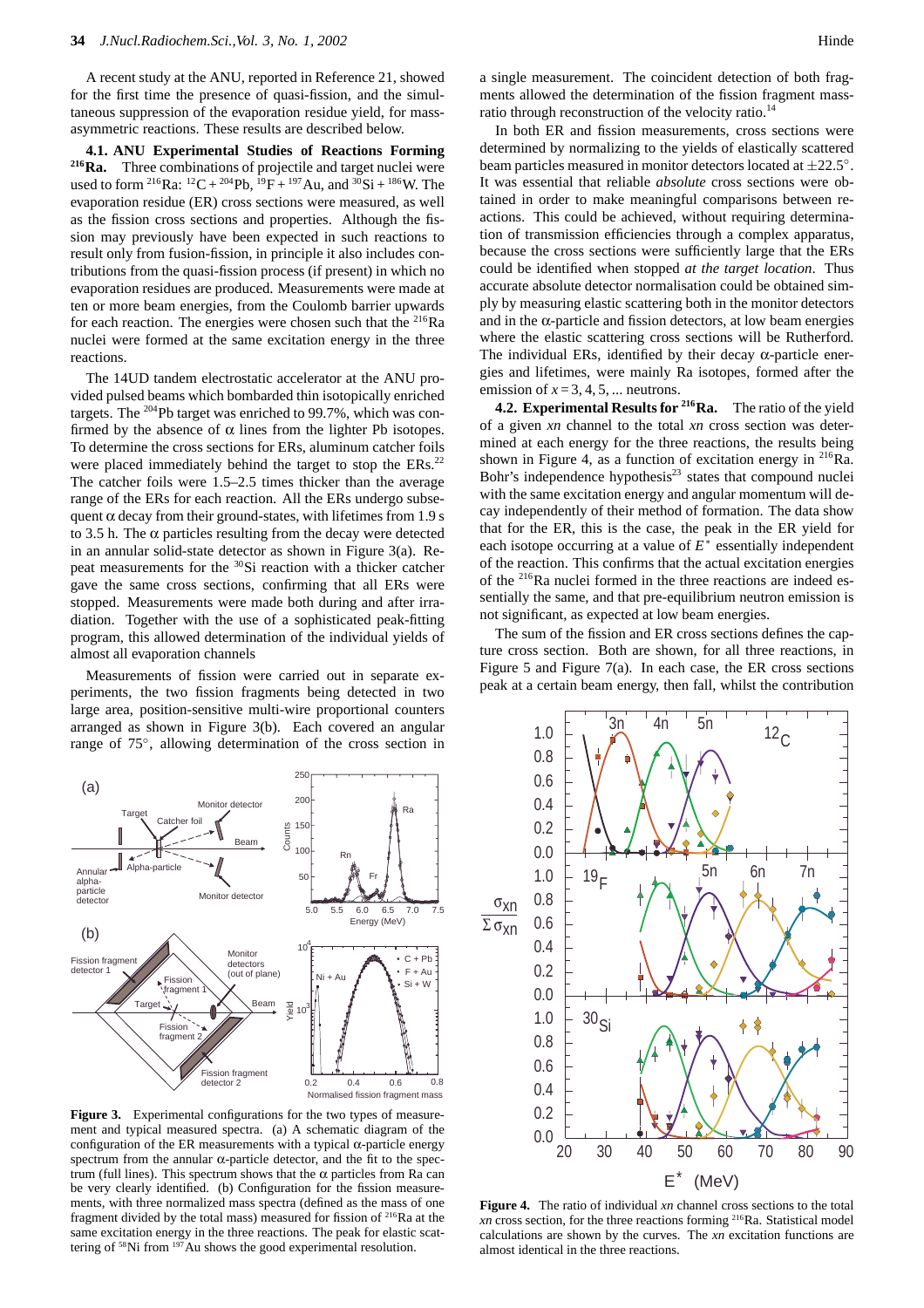A recent study at the ANU, reported in Reference 21, showed for the first time the presence of quasi-fission, and the simultaneous suppression of the evaporation residue yield, for mass-asymmetric reactions. These results are described below.

**4.1. ANU Experimental Studies of Reactions Forming $^{216}$Ra.** Three combinations of projectile and target nuclei were used to form $^{216}$Ra: $^{12}$C + $^{204}$Pb, $^{19}$F + $^{197}$Au, and $^{30}$Si + $^{186}$W. The evaporation residue (ER) cross sections were measured, as well as the fission cross sections and properties. Although the fission may previously have been expected in such reactions to result only from fusion-fission, in principle it also includes contributions from the quasi-fission process (if present) in which no evaporation residues are produced. Measurements were made at ten or more beam energies, from the Coulomb barrier upwards for each reaction. The energies were chosen such that the $^{216}$Ra nuclei were formed at the same excitation energy in the three reactions.

The 14UD tandem electrostatic accelerator at the ANU provided pulsed beams which bombarded thin isotopically enriched targets. The $^{204}$Pb target was enriched to 99.7%, which was confirmed by the absence of α lines from the lighter Pb isotopes. To determine the cross sections for ERs, aluminum catcher foils were placed immediately behind the target to stop the ERs.[22] The catcher foils were 1.5–2.5 times thicker than the average range of the ERs for each reaction. All the ERs undergo subsequent α decay from their ground-states, with lifetimes from 1.9 s to 3.5 h. The α particles resulting from the decay were detected in an annular solid-state detector as shown in Figure 3(a). Repeat measurements for the $^{30}$Si reaction with a thicker catcher gave the same cross sections, confirming that all ERs were stopped. Measurements were made both during and after irradiation. Together with the use of a sophisticated peak-fitting program, this allowed determination of the individual yields of almost all evaporation channels

Measurements of fission were carried out in separate experiments, the two fission fragments being detected in two large area, position-sensitive multi-wire proportional counters arranged as shown in Figure 3(b). Each covered an angular range of 75°, allowing determination of the cross section in a single measurement. The coincident detection of both fragments allowed the determination of the fission fragment mass-ratio through reconstruction of the velocity ratio.[14]

In both ER and fission measurements, cross sections were determined by normalizing to the yields of elastically scattered beam particles measured in monitor detectors located at ±22.5°. It was essential that reliable *absolute* cross sections were obtained in order to make meaningful comparisons between reactions. This could be achieved, without requiring determination of transmission efficiencies through a complex apparatus, because the cross sections were sufficiently large that the ERs could be identified when stopped *at the target location*. Thus accurate absolute detector normalisation could be obtained simply by measuring elastic scattering both in the monitor detectors and in the α-particle and fission detectors, at low beam energies where the elastic scattering cross sections will be Rutherford. The individual ERs, identified by their decay α-particle energies and lifetimes, were mainly Ra isotopes, formed after the emission of $x = 3, 4, 5, ...$ neutrons.

**4.2. Experimental Results for $^{216}$Ra.** The ratio of the yield of a given $xn$ channel to the total $xn$ cross section was determined at each energy for the three reactions, the results being shown in Figure 4, as a function of excitation energy in $^{216}$Ra. Bohr's independence hypothesis[23] states that compound nuclei with the same excitation energy and angular momentum will decay independently of their method of formation. The data show that for the ER, this is the case, the peak in the ER yield for each isotope occurring at a value of $E^*$ essentially independent of the reaction. This confirms that the actual excitation energies of the $^{216}$Ra nuclei formed in the three reactions are indeed essentially the same, and that pre-equilibrium neutron emission is not significant, as expected at low beam energies.

The sum of the fission and ER cross sections defines the capture cross section. Both are shown, for all three reactions, in Figure 5 and Figure 7(a). In each case, the ER cross sections peak at a certain beam energy, then fall, whilst the contribution

**Figure 3.** Experimental configurations for the two types of measurement and typical measured spectra. (a) A schematic diagram of the configuration of the ER measurements with a typical α-particle energy spectrum from the annular α-particle detector, and the fit to the spectrum (full lines). This spectrum shows that the α particles from Ra can be very clearly identified. (b) Configuration for the fission measurements, with three normalized mass spectra (defined as the mass of one fragment divided by the total mass) measured for fission of $^{216}$Ra at the same excitation energy in the three reactions. The peak for elastic scattering of $^{58}$Ni from $^{197}$Au shows the good experimental resolution.

**Figure 4.** The ratio of individual $xn$ channel cross sections to the total $xn$ cross section, for the three reactions forming $^{216}$Ra. Statistical model calculations are shown by the curves. The $xn$ excitation functions are almost identical in the three reactions.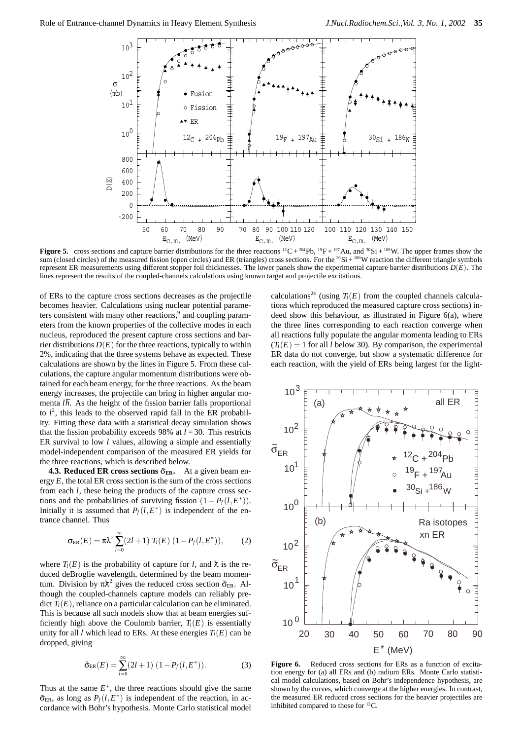**Figure 5.** cross sections and capture barrier distributions for the three reactions $^{12}C + ^{204}Pb$, $^{19}F + ^{197}Au$, and $^{30}Si + ^{186}W$. The upper frames show the sum (closed circles) of the measured fission (open circles) and ER (triangles) cross sections. For the $^{30}Si + ^{186}W$ reaction the different triangle symbols represent ER measurements using different stopper foil thicknesses. The lower panels show the experimental capture barrier distributions $D(E)$. The lines represent the results of the coupled-channels calculations using known target and projectile excitations.

of ERs to the capture cross sections decreases as the projectile becomes heavier. Calculations using nuclear potential parameters consistent with many other reactions,[9] and coupling parameters from the known properties of the collective modes in each nucleus, reproduced the present capture cross sections and barrier distributions $D(E)$ for the three reactions, typically to within 2%, indicating that the three systems behave as expected. These calculations are shown by the lines in Figure 5. From these calculations, the capture angular momentum distributions were obtained for each beam energy, for the three reactions. As the beam energy increases, the projectile can bring in higher angular momenta $l\hbar$. As the height of the fission barrier falls proportional to $l^2$, this leads to the observed rapid fall in the ER probability. Fitting these data with a statistical decay simulation shows that the fission probability exceeds 98% at $l = 30$. This restricts ER survival to low $l$ values, allowing a simple and essentially model-independent comparison of the measured ER yields for the three reactions, which is described below.

**4.3. Reduced ER cross sections $\tilde{\sigma}_{ER}$.** At a given beam energy $E$, the total ER cross section is the sum of the cross sections from each $l$, these being the products of the capture cross sections and the probabilities of surviving fission $(1 - P_f(l, E^*))$. Initially it is assumed that $P_f(l, E^*)$ is independent of the entrance channel. Thus

$$\sigma_{ER}(E) = \pi \lambda\!\!\!^{-2} \sum_{l=0}^{\infty} (2l+1)\, T_l(E)\, (1 - P_f(l, E^*)), \qquad (2)$$

where $T_l(E)$ is the probability of capture for $l$, and $\lambda\!\!\!^{-}$ is the reduced deBroglie wavelength, determined by the beam momentum. Division by $\pi \lambda\!\!\!^{-2}$ gives the reduced cross section $\tilde{\sigma}_{ER}$. Although the coupled-channels capture models can reliably predict $T_l(E)$, reliance on a particular calculation can be eliminated. This is because all such models show that at beam energies sufficiently high above the Coulomb barrier, $T_l(E)$ is essentially unity for all $l$ which lead to ERs. At these energies $T_l(E)$ can be dropped, giving

$$\tilde{\sigma}_{ER}(E) = \sum_{l=0}^{\infty} (2l+1)\, (1 - P_f(l, E^*)). \qquad (3)$$

Thus at the same $E^*$, the three reactions should give the same $\tilde{\sigma}_{ER}$, as long as $P_f(l, E^*)$ is independent of the reaction, in accordance with Bohr's hypothesis. Monte Carlo statistical model calculations[24] (using $T_l(E)$ from the coupled channels calculations which reproduced the measured capture cross sections) indeed show this behaviour, as illustrated in Figure 6(a), where the three lines corresponding to each reaction converge when all reactions fully populate the angular momenta leading to ERs ($T_l(E) = 1$ for all $l$ below 30). By comparison, the experimental ER data do not converge, but show a systematic difference for each reaction, with the yield of ERs being largest for the light-

**Figure 6.** Reduced cross sections for ERs as a function of excitation energy for (a) all ERs and (b) radium ERs. Monte Carlo statistical model calculations, based on Bohr's independence hypothesis, are shown by the curves, which converge at the higher energies. In contrast, the measured ER reduced cross sections for the heavier projectiles are inhibited compared to those for $^{12}C$.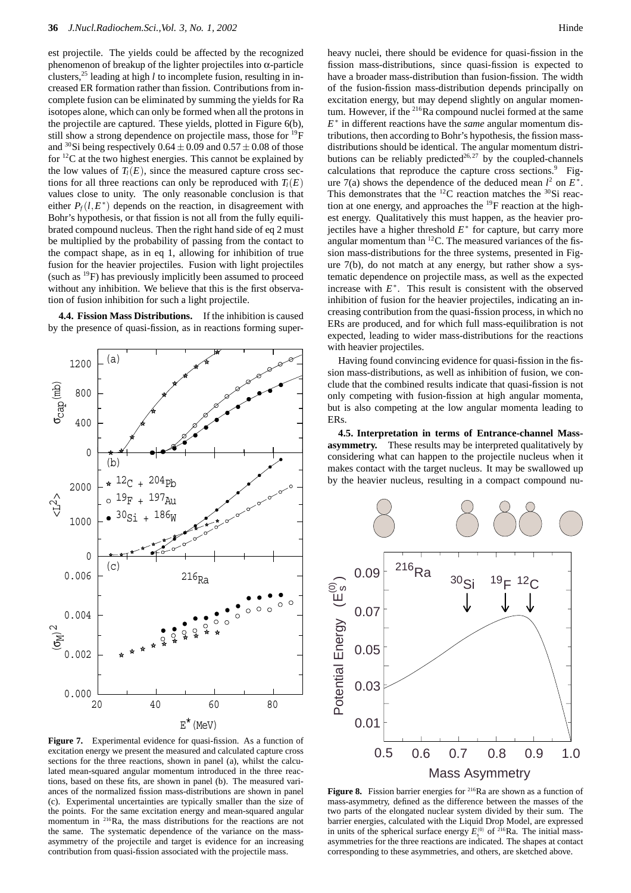est projectile. The yields could be affected by the recognized phenomenon of breakup of the lighter projectiles into α-particle clusters,[25] leading at high $l$ to incomplete fusion, resulting in increased ER formation rather than fission. Contributions from incomplete fusion can be eliminated by summing the yields for Ra isotopes alone, which can only be formed when all the protons in the projectile are captured. These yields, plotted in Figure 6(b), still show a strong dependence on projectile mass, those for $^{19}$F and $^{30}$Si being respectively $0.64 \pm 0.09$ and $0.57 \pm 0.08$ of those for $^{12}$C at the two highest energies. This cannot be explained by the low values of $T_l(E)$, since the measured capture cross sections for all three reactions can only be reproduced with $T_l(E)$ values close to unity. The only reasonable conclusion is that either $P_f(l, E^*)$ depends on the reaction, in disagreement with Bohr's hypothesis, or that fission is not all from the fully equilibrated compound nucleus. Then the right hand side of eq 2 must be multiplied by the probability of passing from the contact to the compact shape, as in eq 1, allowing for inhibition of true fusion for the heavier projectiles. Fusion with light projectiles (such as $^{19}$F) has previously implicitly been assumed to proceed without any inhibition. We believe that this is the first observation of fusion inhibition for such a light projectile.

**4.4. Fission Mass Distributions.** If the inhibition is caused by the presence of quasi-fission, as in reactions forming superheavy nuclei, there should be evidence for quasi-fission in the fission mass-distributions, since quasi-fission is expected to have a broader mass-distribution than fusion-fission. The width of the fusion-fission mass-distribution depends principally on excitation energy, but may depend slightly on angular momentum. However, if the $^{216}$Ra compound nuclei formed at the same $E^*$ in different reactions have the *same* angular momentum distributions, then according to Bohr's hypothesis, the fission mass-distributions should be identical. The angular momentum distributions can be reliably predicted[26,27] by the coupled-channels calculations that reproduce the capture cross sections.[9] Figure 7(a) shows the dependence of the deduced mean $l^2$ on $E^*$. This demonstrates that the $^{12}$C reaction matches the $^{30}$Si reaction at one energy, and approaches the $^{19}$F reaction at the highest energy. Qualitatively this must happen, as the heavier projectiles have a higher threshold $E^*$ for capture, but carry more angular momentum than $^{12}$C. The measured variances of the fission mass-distributions for the three systems, presented in Figure 7(b), do not match at any energy, but rather show a systematic dependence on projectile mass, as well as the expected increase with $E^*$. This result is consistent with the observed inhibition of fusion for the heavier projectiles, indicating an increasing contribution from the quasi-fission process, in which no ERs are produced, and for which full mass-equilibration is not expected, leading to wider mass-distributions for the reactions with heavier projectiles.

Having found convincing evidence for quasi-fission in the fission mass-distributions, as well as inhibition of fusion, we conclude that the combined results indicate that quasi-fission is not only competing with fusion-fission at high angular momenta, but is also competing at the low angular momenta leading to ERs.

**4.5. Interpretation in terms of Entrance-channel Mass-asymmetry.** These results may be interpreted qualitatively by considering what can happen to the projectile nucleus when it makes contact with the target nucleus. It may be swallowed up by the heavier nucleus, resulting in a compact compound nu-

**Figure 7.** Experimental evidence for quasi-fission. As a function of excitation energy we present the measured and calculated capture cross sections for the three reactions, shown in panel (a), whilst the calculated mean-squared angular momentum introduced in the three reactions, based on these fits, are shown in panel (b). The measured variances of the normalized fission mass-distributions are shown in panel (c). Experimental uncertainties are typically smaller than the size of the points. For the same excitation energy and mean-squared angular momentum in $^{216}$Ra, the mass distributions for the reactions are not the same. The systematic dependence of the variance on the mass-asymmetry of the projectile and target is evidence for an increasing contribution from quasi-fission associated with the projectile mass.

**Figure 8.** Fission barrier energies for $^{216}$Ra are shown as a function of mass-asymmetry, defined as the difference between the masses of the two parts of the elongated nuclear system divided by their sum. The barrier energies, calculated with the Liquid Drop Model, are expressed in units of the spherical surface energy $E_s^{(0)}$ of $^{216}$Ra. The initial mass-asymmetries for the three reactions are indicated. The shapes at contact corresponding to these asymmetries, and others, are sketched above.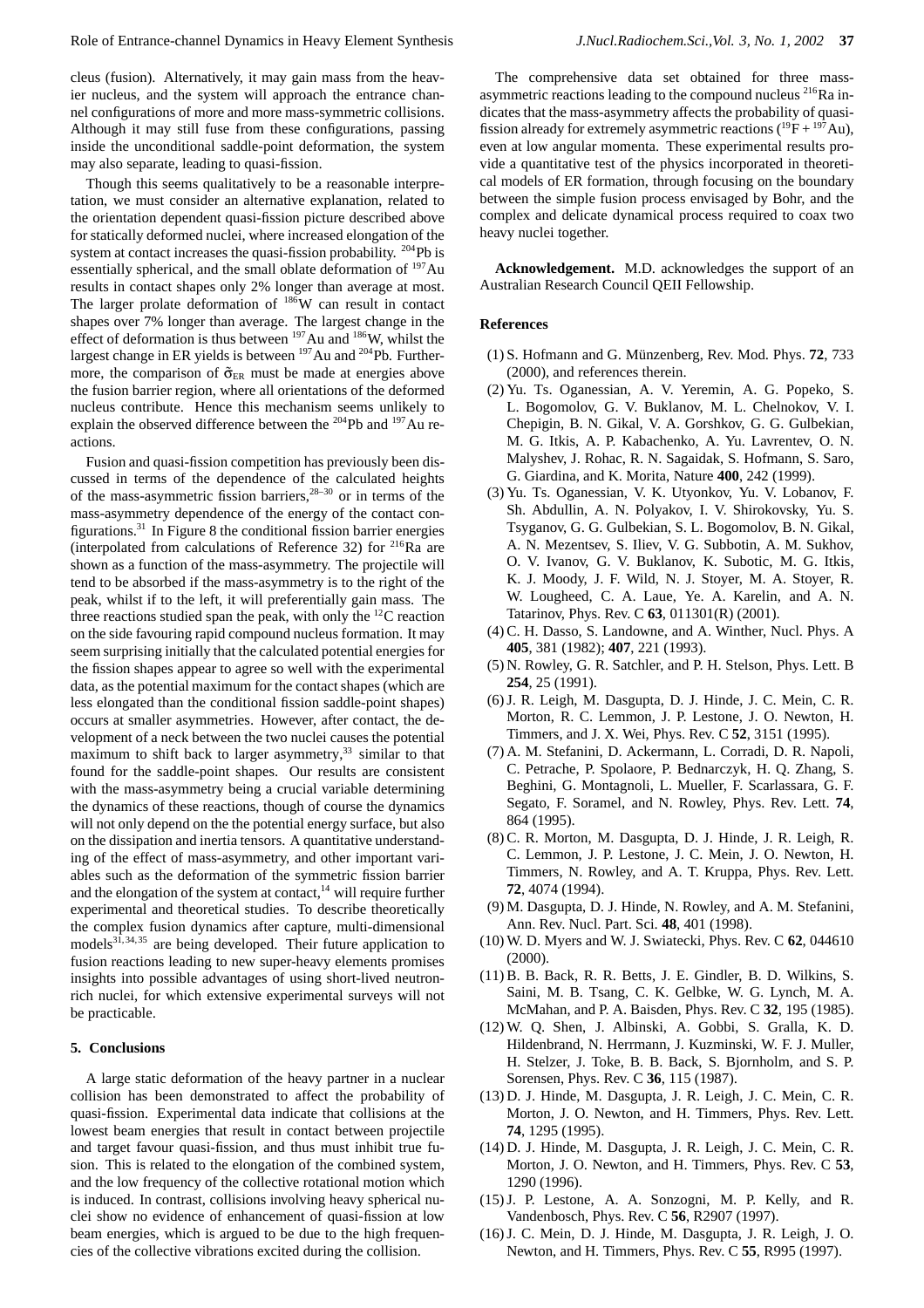cleus (fusion). Alternatively, it may gain mass from the heavier nucleus, and the system will approach the entrance channel configurations of more and more mass-symmetric collisions. Although it may still fuse from these configurations, passing inside the unconditional saddle-point deformation, the system may also separate, leading to quasi-fission.

Though this seems qualitatively to be a reasonable interpretation, we must consider an alternative explanation, related to the orientation dependent quasi-fission picture described above for statically deformed nuclei, where increased elongation of the system at contact increases the quasi-fission probability. $^{204}$Pb is essentially spherical, and the small oblate deformation of $^{197}$Au results in contact shapes only 2% longer than average at most. The larger prolate deformation of $^{186}$W can result in contact shapes over 7% longer than average. The largest change in the effect of deformation is thus between $^{197}$Au and $^{186}$W, whilst the largest change in ER yields is between $^{197}$Au and $^{204}$Pb. Furthermore, the comparison of $\tilde{\sigma}_{ER}$ must be made at energies above the fusion barrier region, where all orientations of the deformed nucleus contribute. Hence this mechanism seems unlikely to explain the observed difference between the $^{204}$Pb and $^{197}$Au reactions.

Fusion and quasi-fission competition has previously been discussed in terms of the dependence of the calculated heights of the mass-asymmetric fission barriers,[28–30] or in terms of the mass-asymmetry dependence of the energy of the contact configurations.[31] In Figure 8 the conditional fission barrier energies (interpolated from calculations of Reference 32) for $^{216}$Ra are shown as a function of the mass-asymmetry. The projectile will tend to be absorbed if the mass-asymmetry is to the right of the peak, whilst if to the left, it will preferentially gain mass. The three reactions studied span the peak, with only the $^{12}$C reaction on the side favouring rapid compound nucleus formation. It may seem surprising initially that the calculated potential energies for the fission shapes appear to agree so well with the experimental data, as the potential maximum for the contact shapes (which are less elongated than the conditional fission saddle-point shapes) occurs at smaller asymmetries. However, after contact, the development of a neck between the two nuclei causes the potential maximum to shift back to larger asymmetry,[33] similar to that found for the saddle-point shapes. Our results are consistent with the mass-asymmetry being a crucial variable determining the dynamics of these reactions, though of course the dynamics will not only depend on the the potential energy surface, but also on the dissipation and inertia tensors. A quantitative understanding of the effect of mass-asymmetry, and other important variables such as the deformation of the symmetric fission barrier and the elongation of the system at contact,[14] will require further experimental and theoretical studies. To describe theoretically the complex fusion dynamics after capture, multi-dimensional models[31,34,35] are being developed. Their future application to fusion reactions leading to new super-heavy elements promises insights into possible advantages of using short-lived neutron-rich nuclei, for which extensive experimental surveys will not be practicable.

## 5. Conclusions

A large static deformation of the heavy partner in a nuclear collision has been demonstrated to affect the probability of quasi-fission. Experimental data indicate that collisions at the lowest beam energies that result in contact between projectile and target favour quasi-fission, and thus must inhibit true fusion. This is related to the elongation of the combined system, and the low frequency of the collective rotational motion which is induced. In contrast, collisions involving heavy spherical nuclei show no evidence of enhancement of quasi-fission at low beam energies, which is argued to be due to the high frequencies of the collective vibrations excited during the collision.

The comprehensive data set obtained for three mass-asymmetric reactions leading to the compound nucleus $^{216}$Ra indicates that the mass-asymmetry affects the probability of quasi-fission already for extremely asymmetric reactions ($^{19}$F + $^{197}$Au), even at low angular momenta. These experimental results provide a quantitative test of the physics incorporated in theoretical models of ER formation, through focusing on the boundary between the simple fusion process envisaged by Bohr, and the complex and delicate dynamical process required to coax two heavy nuclei together.

**Acknowledgement.** M.D. acknowledges the support of an Australian Research Council QEII Fellowship.

## References

(1) S. Hofmann and G. Münzenberg, Rev. Mod. Phys. **72**, 733 (2000), and references therein.

(2) Yu. Ts. Oganessian, A. V. Yeremin, A. G. Popeko, S. L. Bogomolov, G. V. Buklanov, M. L. Chelnokov, V. I. Chepigin, B. N. Gikal, V. A. Gorshkov, G. G. Gulbekian, M. G. Itkis, A. P. Kabachenko, A. Yu. Lavrentev, O. N. Malyshev, J. Rohac, R. N. Sagaidak, S. Hofmann, S. Saro, G. Giardina, and K. Morita, Nature **400**, 242 (1999).

(3) Yu. Ts. Oganessian, V. K. Utyonkov, Yu. V. Lobanov, F. Sh. Abdullin, A. N. Polyakov, I. V. Shirokovsky, Yu. S. Tsyganov, G. G. Gulbekian, S. L. Bogomolov, B. N. Gikal, A. N. Mezentsev, S. Iliev, V. G. Subbotin, A. M. Sukhov, O. V. Ivanov, G. V. Buklanov, K. Subotic, M. G. Itkis, K. J. Moody, J. F. Wild, N. J. Stoyer, M. A. Stoyer, R. W. Lougheed, C. A. Laue, Ye. A. Karelin, and A. N. Tatarinov, Phys. Rev. C **63**, 011301(R) (2001).

(4) C. H. Dasso, S. Landowne, and A. Winther, Nucl. Phys. A **405**, 381 (1982); **407**, 221 (1993).

(5) N. Rowley, G. R. Satchler, and P. H. Stelson, Phys. Lett. B **254**, 25 (1991).

(6) J. R. Leigh, M. Dasgupta, D. J. Hinde, J. C. Mein, C. R. Morton, R. C. Lemmon, J. P. Lestone, J. O. Newton, H. Timmers, and J. X. Wei, Phys. Rev. C **52**, 3151 (1995).

(7) A. M. Stefanini, D. Ackermann, L. Corradi, D. R. Napoli, C. Petrache, P. Spolaore, P. Bednarczyk, H. Q. Zhang, S. Beghini, G. Montagnoli, L. Mueller, F. Scarlassara, G. F. Segato, F. Soramel, and N. Rowley, Phys. Rev. Lett. **74**, 864 (1995).

(8) C. R. Morton, M. Dasgupta, D. J. Hinde, J. R. Leigh, R. C. Lemmon, J. P. Lestone, J. C. Mein, J. O. Newton, H. Timmers, N. Rowley, and A. T. Kruppa, Phys. Rev. Lett. **72**, 4074 (1994).

(9) M. Dasgupta, D. J. Hinde, N. Rowley, and A. M. Stefanini, Ann. Rev. Nucl. Part. Sci. **48**, 401 (1998).

(10) W. D. Myers and W. J. Swiatecki, Phys. Rev. C **62**, 044610 (2000).

(11) B. B. Back, R. R. Betts, J. E. Gindler, B. D. Wilkins, S. Saini, M. B. Tsang, C. K. Gelbke, W. G. Lynch, M. A. McMahan, and P. A. Baisden, Phys. Rev. C **32**, 195 (1985).

(12) W. Q. Shen, J. Albinski, A. Gobbi, S. Gralla, K. D. Hildenbrand, N. Herrmann, J. Kuzminski, W. F. J. Muller, H. Stelzer, J. Toke, B. B. Back, S. Bjornholm, and S. P. Sorensen, Phys. Rev. C **36**, 115 (1987).

(13) D. J. Hinde, M. Dasgupta, J. R. Leigh, J. C. Mein, C. R. Morton, J. O. Newton, and H. Timmers, Phys. Rev. Lett. **74**, 1295 (1995).

(14) D. J. Hinde, M. Dasgupta, J. R. Leigh, J. C. Mein, C. R. Morton, J. O. Newton, and H. Timmers, Phys. Rev. C **53**, 1290 (1996).

(15) J. P. Lestone, A. A. Sonzogni, M. P. Kelly, and R. Vandenbosch, Phys. Rev. C **56**, R2907 (1997).

(16) J. C. Mein, D. J. Hinde, M. Dasgupta, J. R. Leigh, J. O. Newton, and H. Timmers, Phys. Rev. C **55**, R995 (1997).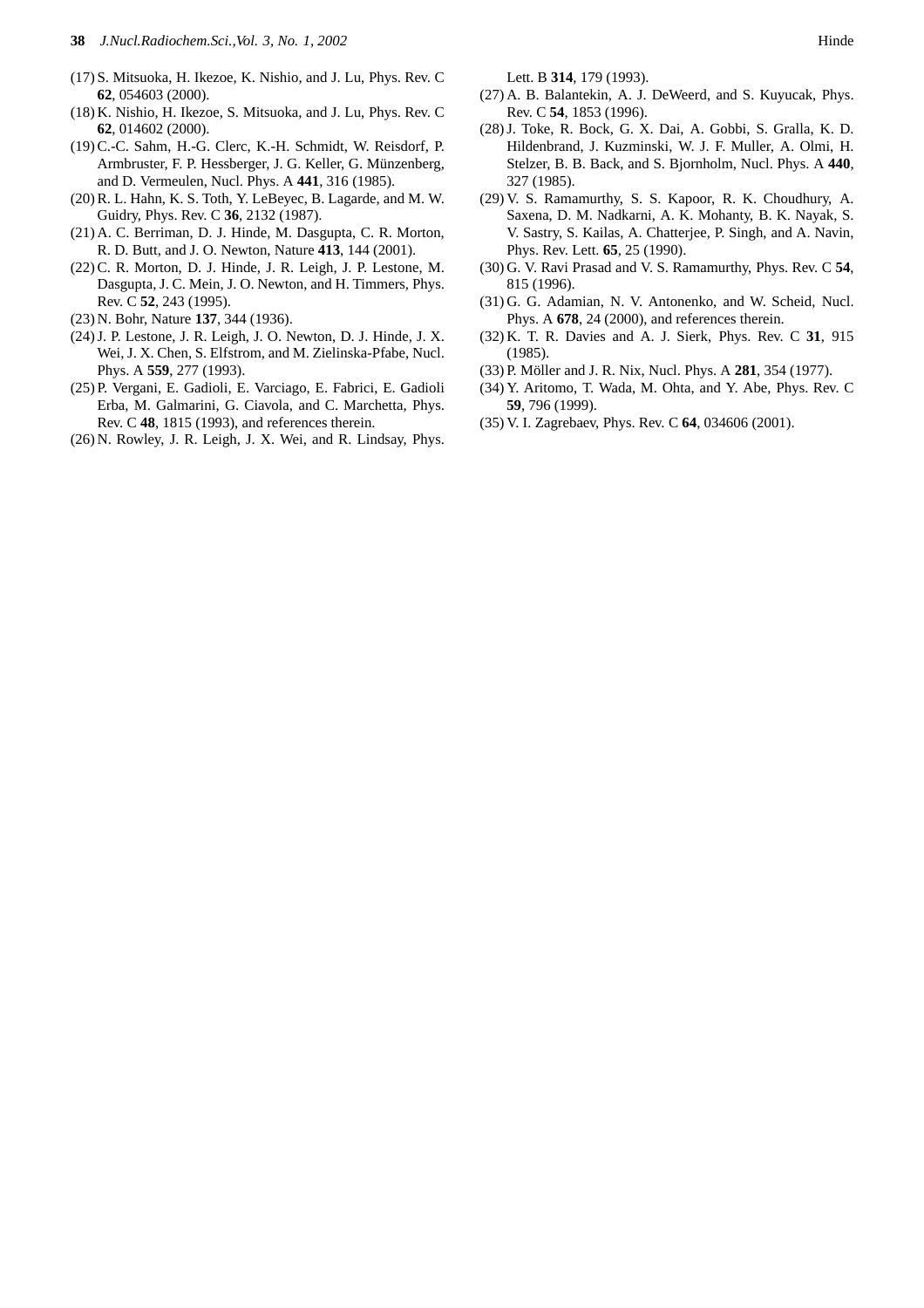(17) S. Mitsuoka, H. Ikezoe, K. Nishio, and J. Lu, Phys. Rev. C **62**, 054603 (2000).
(18) K. Nishio, H. Ikezoe, S. Mitsuoka, and J. Lu, Phys. Rev. C **62**, 014602 (2000).
(19) C.-C. Sahm, H.-G. Clerc, K.-H. Schmidt, W. Reisdorf, P. Armbruster, F. P. Hessberger, J. G. Keller, G. Münzenberg, and D. Vermeulen, Nucl. Phys. A **441**, 316 (1985).
(20) R. L. Hahn, K. S. Toth, Y. LeBeyec, B. Lagarde, and M. W. Guidry, Phys. Rev. C **36**, 2132 (1987).
(21) A. C. Berriman, D. J. Hinde, M. Dasgupta, C. R. Morton, R. D. Butt, and J. O. Newton, Nature **413**, 144 (2001).
(22) C. R. Morton, D. J. Hinde, J. R. Leigh, J. P. Lestone, M. Dasgupta, J. C. Mein, J. O. Newton, and H. Timmers, Phys. Rev. C **52**, 243 (1995).
(23) N. Bohr, Nature **137**, 344 (1936).
(24) J. P. Lestone, J. R. Leigh, J. O. Newton, D. J. Hinde, J. X. Wei, J. X. Chen, S. Elfstrom, and M. Zielinska-Pfabe, Nucl. Phys. A **559**, 277 (1993).
(25) P. Vergani, E. Gadioli, E. Varciago, E. Fabrici, E. Gadioli Erba, M. Galmarini, G. Ciavola, and C. Marchetta, Phys. Rev. C **48**, 1815 (1993), and references therein.
(26) N. Rowley, J. R. Leigh, J. X. Wei, and R. Lindsay, Phys. Lett. B **314**, 179 (1993).
(27) A. B. Balantekin, A. J. DeWeerd, and S. Kuyucak, Phys. Rev. C **54**, 1853 (1996).
(28) J. Toke, R. Bock, G. X. Dai, A. Gobbi, S. Gralla, K. D. Hildenbrand, J. Kuzminski, W. J. F. Muller, A. Olmi, H. Stelzer, B. B. Back, and S. Bjornholm, Nucl. Phys. A **440**, 327 (1985).
(29) V. S. Ramamurthy, S. S. Kapoor, R. K. Choudhury, A. Saxena, D. M. Nadkarni, A. K. Mohanty, B. K. Nayak, S. V. Sastry, S. Kailas, A. Chatterjee, P. Singh, and A. Navin, Phys. Rev. Lett. **65**, 25 (1990).
(30) G. V. Ravi Prasad and V. S. Ramamurthy, Phys. Rev. C **54**, 815 (1996).
(31) G. G. Adamian, N. V. Antonenko, and W. Scheid, Nucl. Phys. A **678**, 24 (2000), and references therein.
(32) K. T. R. Davies and A. J. Sierk, Phys. Rev. C **31**, 915 (1985).
(33) P. Möller and J. R. Nix, Nucl. Phys. A **281**, 354 (1977).
(34) Y. Aritomo, T. Wada, M. Ohta, and Y. Abe, Phys. Rev. C **59**, 796 (1999).
(35) V. I. Zagrebaev, Phys. Rev. C **64**, 034606 (2001).